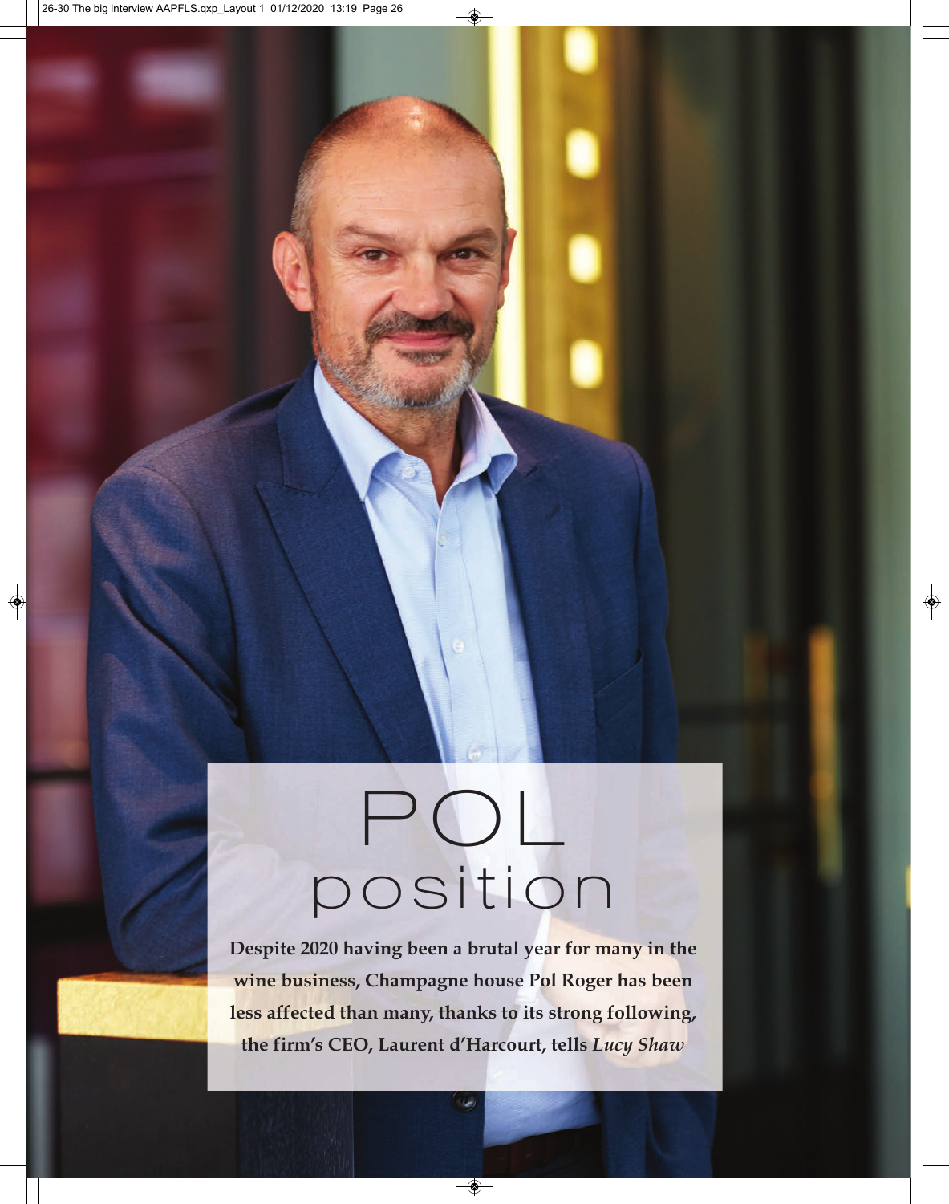# POL position

**Despite 2020 having been a brutal year for many in the wine business, Champagne house Pol Roger has been less affected than many, thanks to its strong following, the firm's CEO, Laurent d'Harcourt, tells *Lucy Shaw***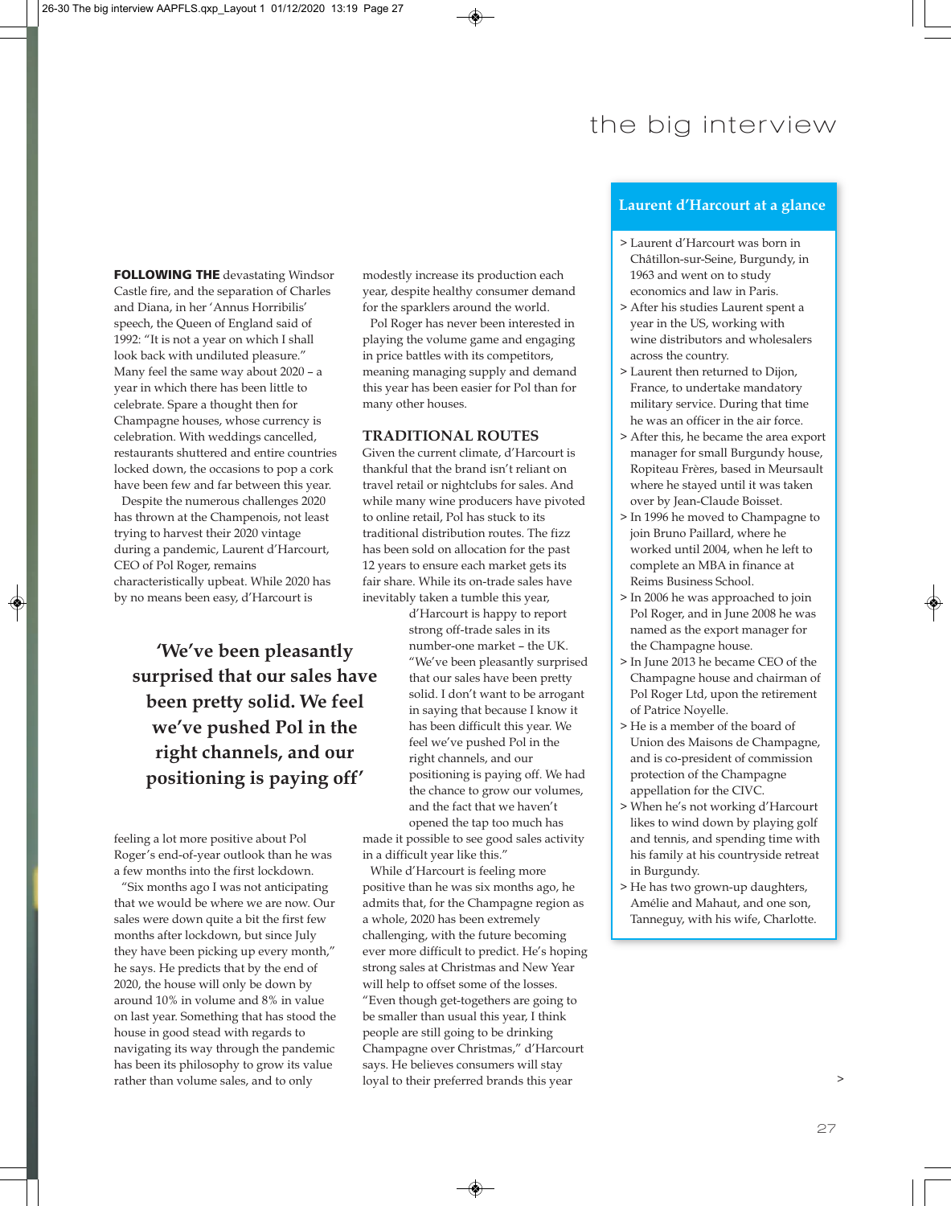**FOLLOWING THE** devastating Windsor Castle fire, and the separation of Charles and Diana, in her 'Annus Horribilis' speech, the Queen of England said of 1992: "It is not a year on which I shall look back with undiluted pleasure." Many feel the same way about 2020 – a year in which there has been little to celebrate. Spare a thought then for Champagne houses, whose currency is celebration. With weddings cancelled, restaurants shuttered and entire countries locked down, the occasions to pop a cork have been few and far between this year.

Despite the numerous challenges 2020 has thrown at the Champenois, not least trying to harvest their 2020 vintage during a pandemic, Laurent d'Harcourt, CEO of Pol Roger, remains characteristically upbeat. While 2020 has by no means been easy, d'Harcourt is feeling a lot more positive about Pol Roger's end-of-year outlook than he was a few months into the first lockdown.

> **'We've been pleasantly surprised that our sales have been pretty solid. We feel we've pushed Pol in the right channels, and our positioning is paying off'**

"Six months ago I was not anticipating that we would be where we are now. Our sales were down quite a bit the first few months after lockdown, but since July they have been picking up every month," he says. He predicts that by the end of 2020, the house will only be down by around 10% in volume and 8% in value on last year. Something that has stood the house in good stead with regards to navigating its way through the pandemic has been its philosophy to grow its value rather than volume sales, and to only modestly increase its production each year, despite healthy consumer demand for the sparklers around the world.

Pol Roger has never been interested in playing the volume game and engaging in price battles with its competitors, meaning managing supply and demand this year has been easier for Pol than for many other houses.

## TRADITIONAL ROUTES

Given the current climate, d'Harcourt is thankful that the brand isn't reliant on travel retail or nightclubs for sales. And while many wine producers have pivoted to online retail, Pol has stuck to its traditional distribution routes. The fizz has been sold on allocation for the past 12 years to ensure each market gets its fair share. While its on-trade sales have inevitably taken a tumble this year, d'Harcourt is happy to report strong off-trade sales in its number-one market – the UK. "We've been pleasantly surprised that our sales have been pretty solid. I don't want to be arrogant in saying that because I know it has been difficult this year. We feel we've pushed Pol in the right channels, and our positioning is paying off. We had the chance to grow our volumes, and the fact that we haven't opened the tap too much has made it possible to see good sales activity in a difficult year like this."

While d'Harcourt is feeling more positive than he was six months ago, he admits that, for the Champagne region as a whole, 2020 has been extremely challenging, with the future becoming ever more difficult to predict. He's hoping strong sales at Christmas and New Year will help to offset some of the losses. "Even though get-togethers are going to be smaller than usual this year, I think people are still going to be drinking Champagne over Christmas," d'Harcourt says. He believes consumers will stay loyal to their preferred brands this year

### Laurent d'Harcourt at a glance

> Laurent d'Harcourt was born in Châtillon-sur-Seine, Burgundy, in 1963 and went on to study economics and law in Paris.

> After his studies Laurent spent a year in the US, working with wine distributors and wholesalers across the country.

> Laurent then returned to Dijon, France, to undertake mandatory military service. During that time he was an officer in the air force.

> After this, he became the area export manager for small Burgundy house, Ropiteau Frères, based in Meursault where he stayed until it was taken over by Jean-Claude Boisset.

> In 1996 he moved to Champagne to join Bruno Paillard, where he worked until 2004, when he left to complete an MBA in finance at Reims Business School.

> In 2006 he was approached to join Pol Roger, and in June 2008 he was named as the export manager for the Champagne house.

> In June 2013 he became CEO of the Champagne house and chairman of Pol Roger Ltd, upon the retirement of Patrice Noyelle.

> He is a member of the board of Union des Maisons de Champagne, and is co-president of commission protection of the Champagne appellation for the CIVC.

> When he's not working d'Harcourt likes to wind down by playing golf and tennis, and spending time with his family at his countryside retreat in Burgundy.

> He has two grown-up daughters, Amélie and Mahaut, and one son, Tanneguy, with his wife, Charlotte.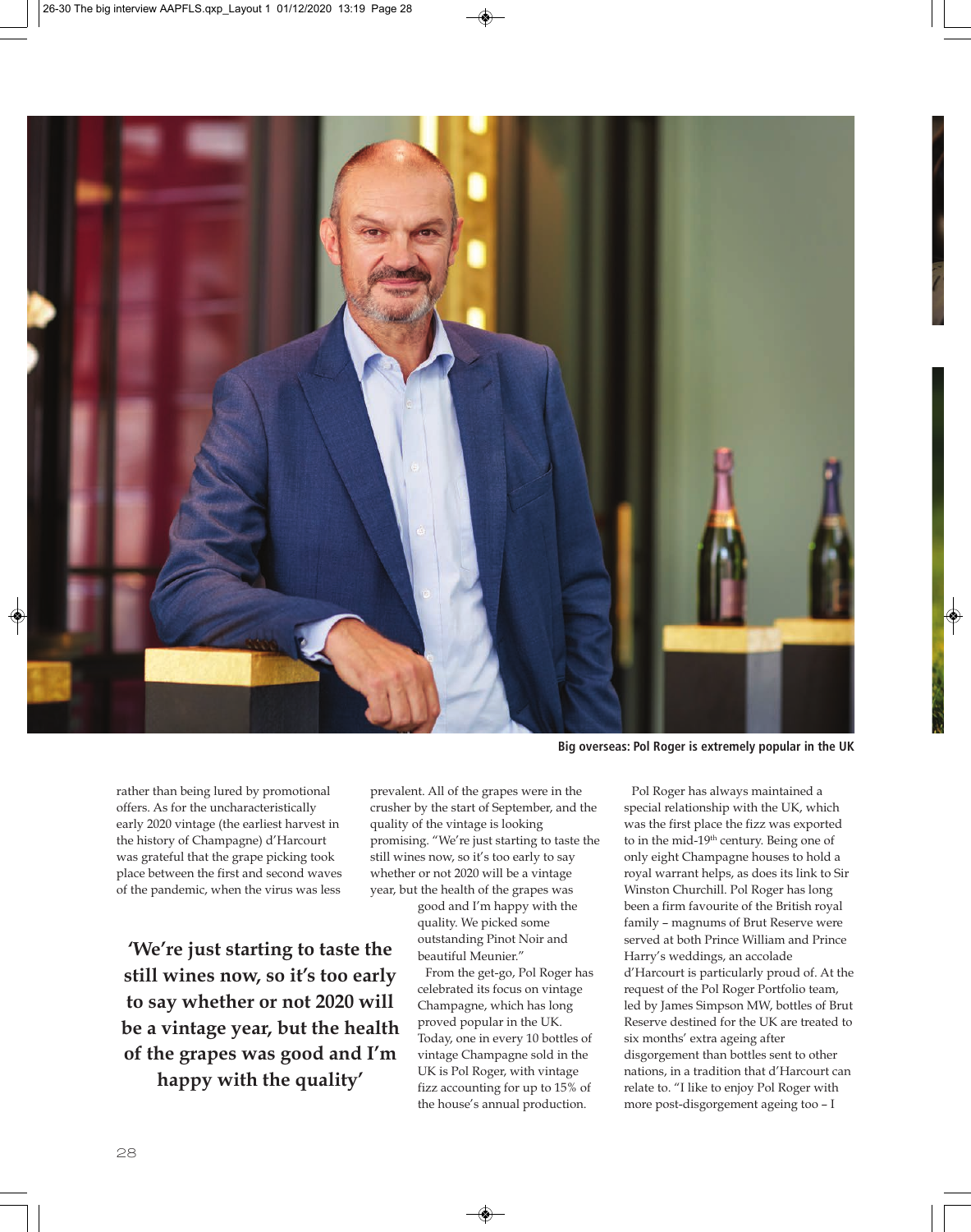Big overseas: Pol Roger is extremely popular in the UK

rather than being lured by promotional offers. As for the uncharacteristically early 2020 vintage (the earliest harvest in the history of Champagne) d'Harcourt was grateful that the grape picking took place between the first and second waves of the pandemic, when the virus was less prevalent. All of the grapes were in the crusher by the start of September, and the quality of the vintage is looking promising. "We're just starting to taste the still wines now, so it's too early to say whether or not 2020 will be a vintage year, but the health of the grapes was good and I'm happy with the quality. We picked some outstanding Pinot Noir and beautiful Meunier."

> 'We're just starting to taste the still wines now, so it's too early to say whether or not 2020 will be a vintage year, but the health of the grapes was good and I'm happy with the quality'

From the get-go, Pol Roger has celebrated its focus on vintage Champagne, which has long proved popular in the UK. Today, one in every 10 bottles of vintage Champagne sold in the UK is Pol Roger, with vintage fizz accounting for up to 15% of the house's annual production.

Pol Roger has always maintained a special relationship with the UK, which was the first place the fizz was exported to in the mid-19th century. Being one of only eight Champagne houses to hold a royal warrant helps, as does its link to Sir Winston Churchill. Pol Roger has long been a firm favourite of the British royal family – magnums of Brut Reserve were served at both Prince William and Prince Harry's weddings, an accolade d'Harcourt is particularly proud of. At the request of the Pol Roger Portfolio team, led by James Simpson MW, bottles of Brut Reserve destined for the UK are treated to six months' extra ageing after disgorgement than bottles sent to other nations, in a tradition that d'Harcourt can relate to. "I like to enjoy Pol Roger with more post-disgorgement ageing too – I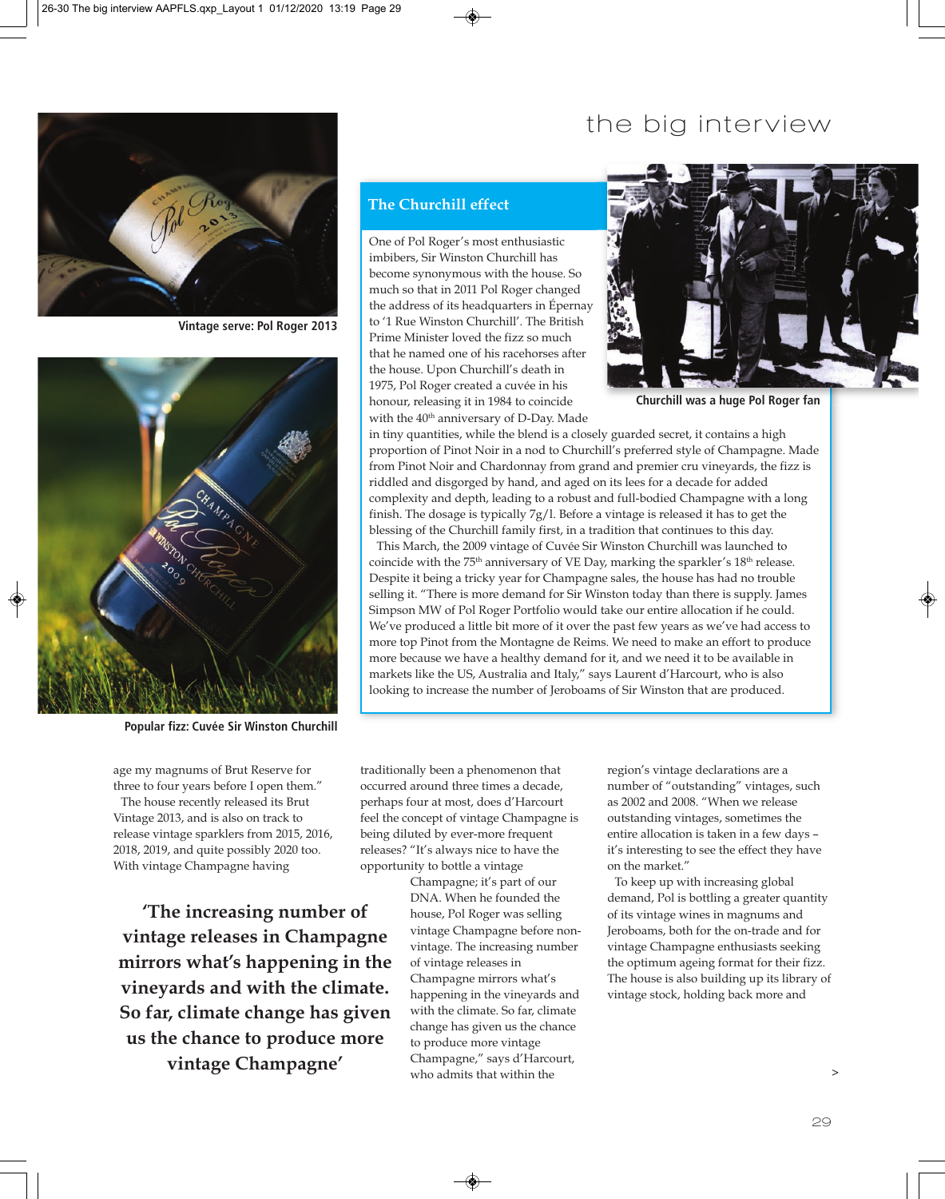Vintage serve: Pol Roger 2013

Popular fizz: Cuvée Sir Winston Churchill

## The Churchill effect

One of Pol Roger's most enthusiastic imbibers, Sir Winston Churchill has become synonymous with the house. So much so that in 2011 Pol Roger changed the address of its headquarters in Épernay to '1 Rue Winston Churchill'. The British Prime Minister loved the fizz so much that he named one of his racehorses after the house. Upon Churchill's death in 1975, Pol Roger created a cuvée in his honour, releasing it in 1984 to coincide with the 40th anniversary of D-Day. Made in tiny quantities, while the blend is a closely guarded secret, it contains a high proportion of Pinot Noir in a nod to Churchill's preferred style of Champagne. Made from Pinot Noir and Chardonnay from grand and premier cru vineyards, the fizz is riddled and disgorged by hand, and aged on its lees for a decade for added complexity and depth, leading to a robust and full-bodied Champagne with a long finish. The dosage is typically 7g/l. Before a vintage is released it has to get the blessing of the Churchill family first, in a tradition that continues to this day.

This March, the 2009 vintage of Cuvée Sir Winston Churchill was launched to coincide with the 75th anniversary of VE Day, marking the sparkler's 18th release. Despite it being a tricky year for Champagne sales, the house has had no trouble selling it. "There is more demand for Sir Winston today than there is supply. James Simpson MW of Pol Roger Portfolio would take our entire allocation if he could. We've produced a little bit more of it over the past few years as we've had access to more top Pinot from the Montagne de Reims. We need to make an effort to produce more because we have a healthy demand for it, and we need it to be available in markets like the US, Australia and Italy," says Laurent d'Harcourt, who is also looking to increase the number of Jeroboams of Sir Winston that are produced.

Churchill was a huge Pol Roger fan

age my magnums of Brut Reserve for three to four years before I open them."

The house recently released its Brut Vintage 2013, and is also on track to release vintage sparklers from 2015, 2016, 2018, 2019, and quite possibly 2020 too. With vintage Champagne having traditionally been a phenomenon that occurred around three times a decade, perhaps four at most, does d'Harcourt feel the concept of vintage Champagne is being diluted by ever-more frequent releases? "It's always nice to have the opportunity to bottle a vintage Champagne; it's part of our DNA. When he founded the house, Pol Roger was selling vintage Champagne before non-vintage. The increasing number of vintage releases in Champagne mirrors what's happening in the vineyards and with the climate. So far, climate change has given us the chance to produce more vintage Champagne," says d'Harcourt, who admits that within the region's vintage declarations are a number of "outstanding" vintages, such as 2002 and 2008. "When we release outstanding vintages, sometimes the entire allocation is taken in a few days – it's interesting to see the effect they have on the market."

> 'The increasing number of vintage releases in Champagne mirrors what's happening in the vineyards and with the climate. So far, climate change has given us the chance to produce more vintage Champagne'

To keep up with increasing global demand, Pol is bottling a greater quantity of its vintage wines in magnums and Jeroboams, both for the on-trade and for vintage Champagne enthusiasts seeking the optimum ageing format for their fizz. The house is also building up its library of vintage stock, holding back more and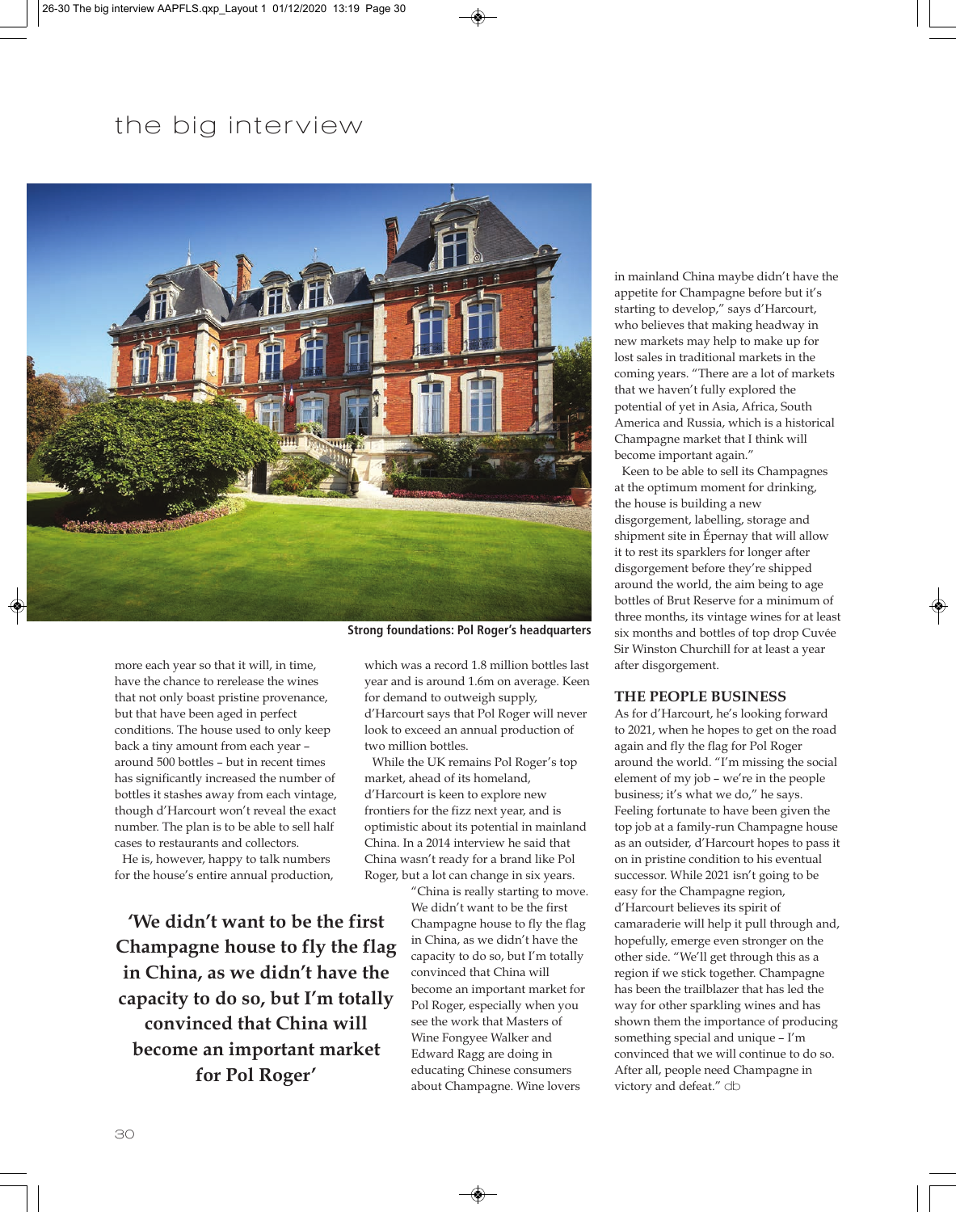Strong foundations: Pol Roger's headquarters

more each year so that it will, in time, have the chance to rerelease the wines that not only boast pristine provenance, but that have been aged in perfect conditions. The house used to only keep back a tiny amount from each year – around 500 bottles – but in recent times has significantly increased the number of bottles it stashes away from each vintage, though d'Harcourt won't reveal the exact number. The plan is to be able to sell half cases to restaurants and collectors.

He is, however, happy to talk numbers for the house's entire annual production, which was a record 1.8 million bottles last year and is around 1.6m on average. Keen for demand to outweigh supply, d'Harcourt says that Pol Roger will never look to exceed an annual production of two million bottles.

While the UK remains Pol Roger's top market, ahead of its homeland, d'Harcourt is keen to explore new frontiers for the fizz next year, and is optimistic about its potential in mainland China. In a 2014 interview he said that China wasn't ready for a brand like Pol Roger, but a lot can change in six years.

> **'We didn't want to be the first Champagne house to fly the flag in China, as we didn't have the capacity to do so, but I'm totally convinced that China will become an important market for Pol Roger'**

"China is really starting to move. We didn't want to be the first Champagne house to fly the flag in China, as we didn't have the capacity to do so, but I'm totally convinced that China will become an important market for Pol Roger, especially when you see the work that Masters of Wine Fongyee Walker and Edward Ragg are doing in educating Chinese consumers about Champagne. Wine lovers in mainland China maybe didn't have the appetite for Champagne before but it's starting to develop," says d'Harcourt, who believes that making headway in new markets may help to make up for lost sales in traditional markets in the coming years. "There are a lot of markets that we haven't fully explored the potential of yet in Asia, Africa, South America and Russia, which is a historical Champagne market that I think will become important again."

Keen to be able to sell its Champagnes at the optimum moment for drinking, the house is building a new disgorgement, labelling, storage and shipment site in Épernay that will allow it to rest its sparklers for longer after disgorgement before they're shipped around the world, the aim being to age bottles of Brut Reserve for a minimum of three months, its vintage wines for at least six months and bottles of top drop Cuvée Sir Winston Churchill for at least a year after disgorgement.

## THE PEOPLE BUSINESS

As for d'Harcourt, he's looking forward to 2021, when he hopes to get on the road again and fly the flag for Pol Roger around the world. "I'm missing the social element of my job – we're in the people business; it's what we do," he says. Feeling fortunate to have been given the top job at a family-run Champagne house as an outsider, d'Harcourt hopes to pass it on in pristine condition to his eventual successor. While 2021 isn't going to be easy for the Champagne region, d'Harcourt believes its spirit of camaraderie will help it pull through and, hopefully, emerge even stronger on the other side. "We'll get through this as a region if we stick together. Champagne has been the trailblazer that has led the way for other sparkling wines and has shown them the importance of producing something special and unique – I'm convinced that we will continue to do so. After all, people need Champagne in victory and defeat." db